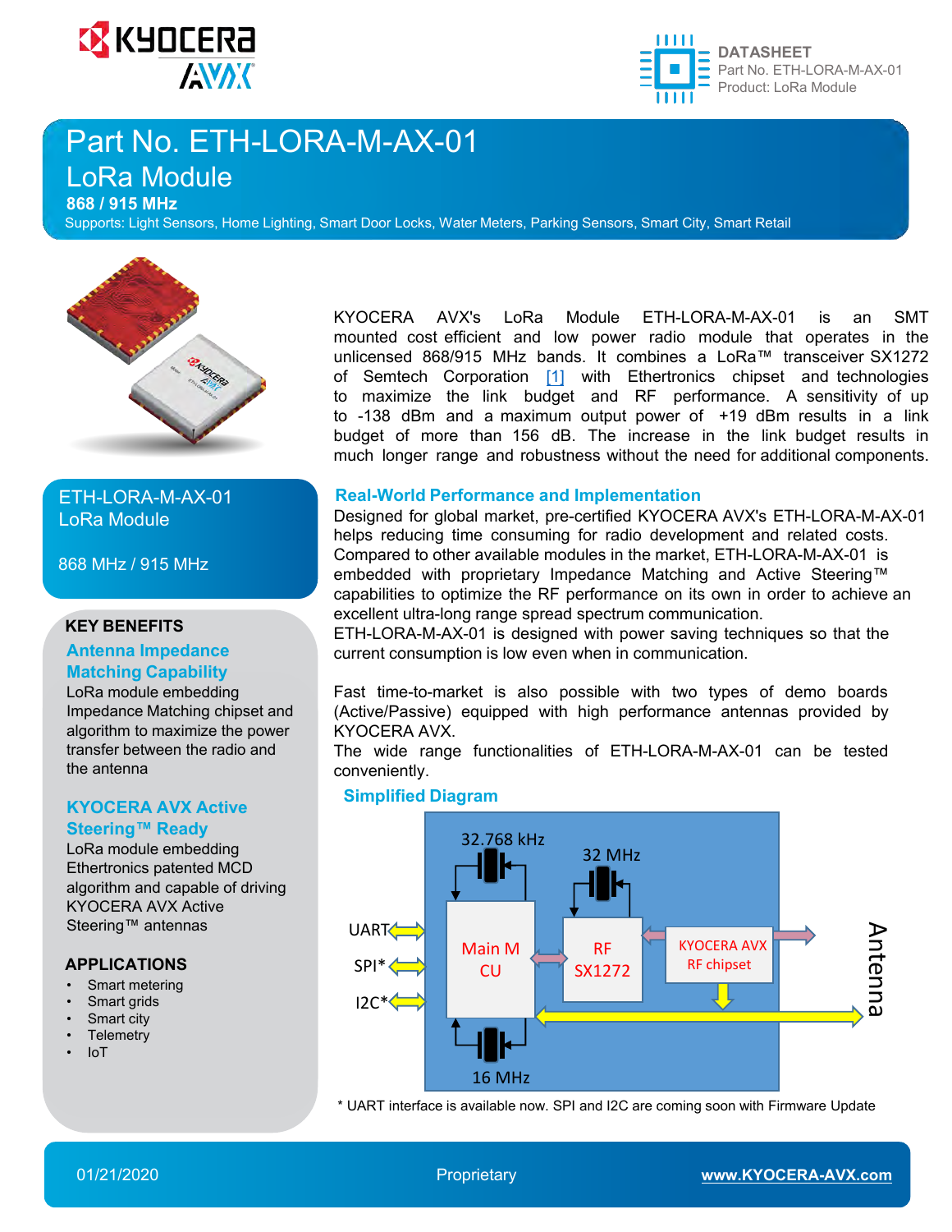# Part No. ETH-LORA-M-AX-01

## LoRa Module

**868 / 915 MHz**

Supports: Light Sensors, Home Lighting, Smart Door Locks, Water Meters, Parking Sensors, Smart City, Smart Retail

KYOCERA AVX's LoRa Module ETH-LORA-M-AX-01 is an SMT mounted cost efficient and low power radio module that operates in the unlicensed 868/915 MHz bands. It combines a LoRa™ transceiver SX1272 of Semtech Corporation [1] with Ethertronics chipset and technologies to maximize the link budget and RF performance. A sensitivity of up to -138 dBm and a maximum output power of +19 dBm results in a link budget of more than 156 dB. The increase in the link budget results in much longer range and robustness without the need for additional components.

ETH-LORA-M-AX-01
LoRa Module

868 MHz / 915 MHz

### KEY BENEFITS

**Antenna Impedance Matching Capability**

LoRa module embedding Impedance Matching chipset and algorithm to maximize the power transfer between the radio and the antenna

**KYOCERA AVX Active Steering™ Ready**

LoRa module embedding Ethertronics patented MCD algorithm and capable of driving KYOCERA AVX Active Steering™ antennas

### APPLICATIONS

- Smart metering
- Smart grids
- Smart city
- Telemetry
- IoT

### Real-World Performance and Implementation

Designed for global market, pre-certified KYOCERA AVX's ETH-LORA-M-AX-01 helps reducing time consuming for radio development and related costs. Compared to other available modules in the market, ETH-LORA-M-AX-01 is embedded with proprietary Impedance Matching and Active Steering™ capabilities to optimize the RF performance on its own in order to achieve an excellent ultra-long range spread spectrum communication.
ETH-LORA-M-AX-01 is designed with power saving techniques so that the current consumption is low even when in communication.

Fast time-to-market is also possible with two types of demo boards (Active/Passive) equipped with high performance antennas provided by KYOCERA AVX.
The wide range functionalities of ETH-LORA-M-AX-01 can be tested conveniently.

### Simplified Diagram

32.768 kHz
32 MHz
UART
SPI*
I2C*
Main MCU
RF SX1272
KYOCERA AVX RF chipset
Antenna
16 MHz

\* UART interface is available now. SPI and I2C are coming soon with Firmware Update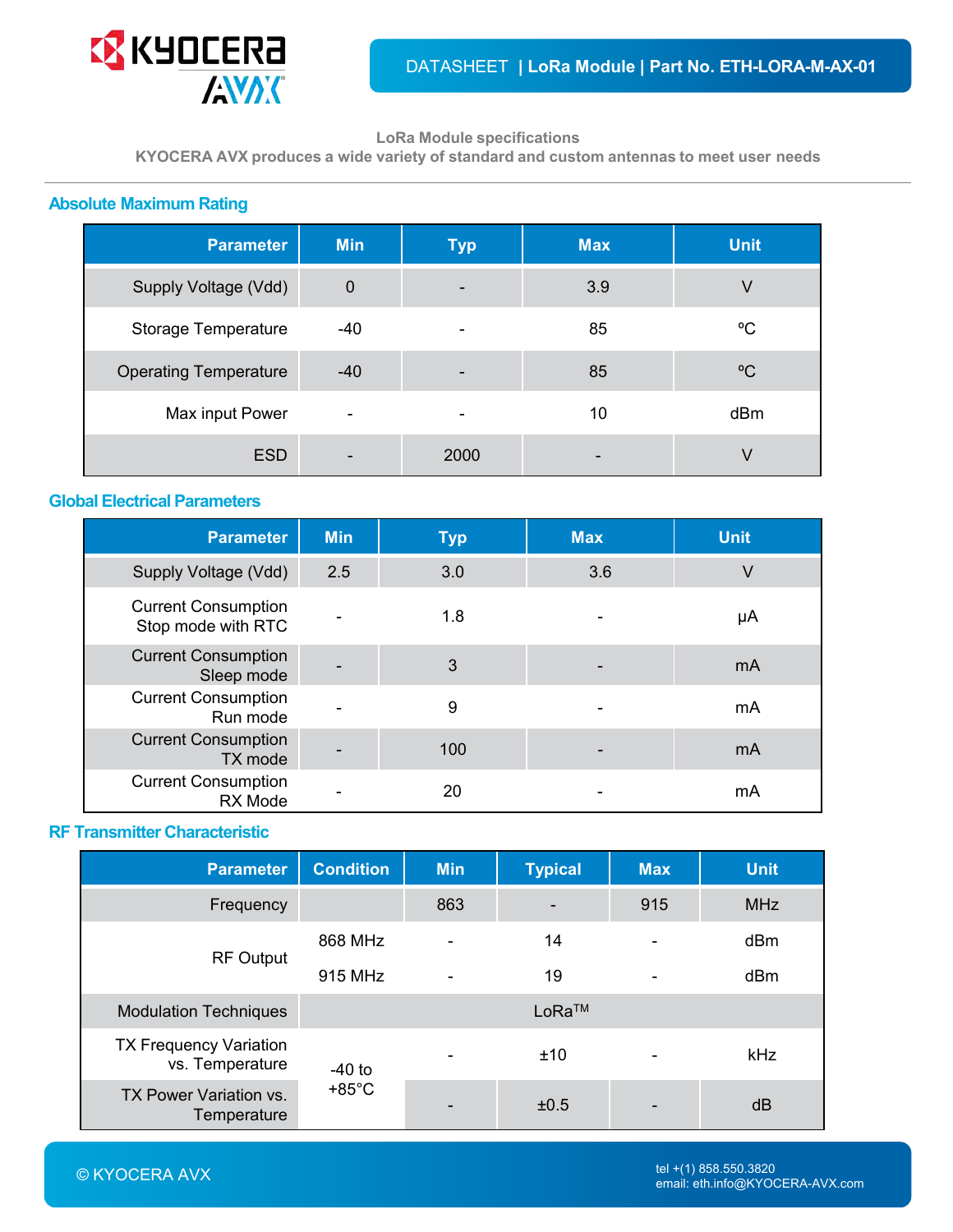DATASHEET | **LoRa Module | Part No. ETH-LORA-M-AX-01**

**LoRa Module specifications**
**KYOCERA AVX produces a wide variety of standard and custom antennas to meet user needs**

## Absolute Maximum Rating

| Parameter | Min | Typ | Max | Unit |
|---|---|---|---|---|
| Supply Voltage (Vdd) | 0 | - | 3.9 | V |
| Storage Temperature | -40 | - | 85 | ºC |
| Operating Temperature | -40 | - | 85 | ºC |
| Max input Power | - | - | 10 | dBm |
| ESD | - | 2000 | - | V |

## Global Electrical Parameters

| Parameter | Min | Typ | Max | Unit |
|---|---|---|---|---|
| Supply Voltage (Vdd) | 2.5 | 3.0 | 3.6 | V |
| Current Consumption Stop mode with RTC | - | 1.8 | - | μA |
| Current Consumption Sleep mode | - | 3 | - | mA |
| Current Consumption Run mode | - | 9 | - | mA |
| Current Consumption TX mode | - | 100 | - | mA |
| Current Consumption RX Mode | - | 20 | - | mA |

## RF Transmitter Characteristic

| Parameter | Condition | Min | Typical | Max | Unit |
|---|---|---|---|---|---|
| Frequency | | 863 | - | 915 | MHz |
| RF Output | 868 MHz | - | 14 | - | dBm |
| | 915 MHz | - | 19 | - | dBm |
| Modulation Techniques | LoRa™ | | | | |
| TX Frequency Variation vs. Temperature | -40 to +85°C | - | ±10 | - | kHz |
| TX Power Variation vs. Temperature | | - | ±0.5 | - | dB |

© KYOCERA AVX

tel +(1) 858.550.3820
email: eth.info@KYOCERA-AVX.com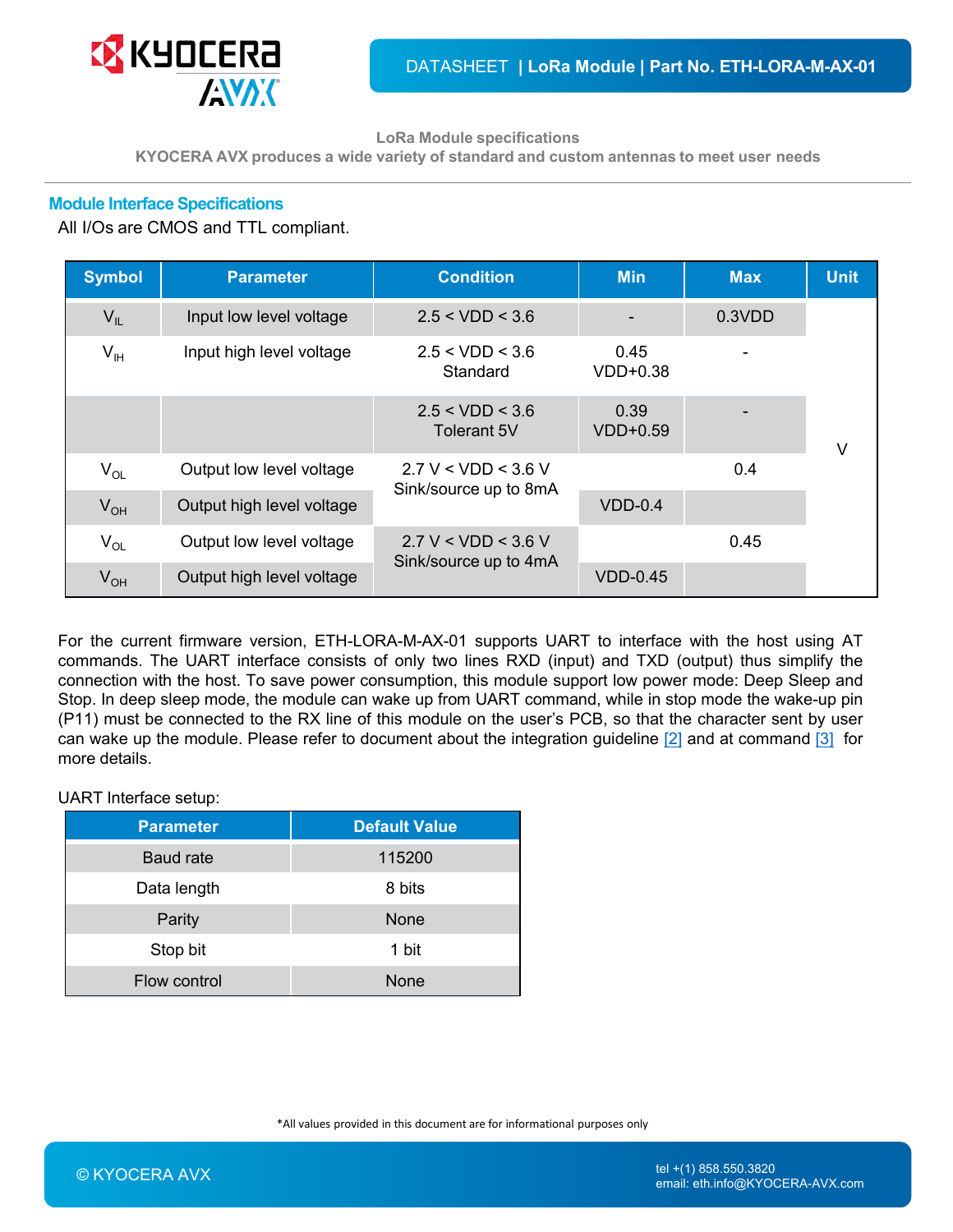LoRa Module specifications

KYOCERA AVX produces a wide variety of standard and custom antennas to meet user needs

## Module Interface Specifications

All I/Os are CMOS and TTL compliant.

| Symbol | Parameter | Condition | Min | Max | Unit |
|---|---|---|---|---|---|
| $V_{IL}$ | Input low level voltage | 2.5 < VDD < 3.6 | - | 0.3VDD | V |
| $V_{IH}$ | Input high level voltage | 2.5 < VDD < 3.6 Standard | 0.45 VDD+0.38 | - | V |
| | | 2.5 < VDD < 3.6 Tolerant 5V | 0.39 VDD+0.59 | - | V |
| $V_{OL}$ | Output low level voltage | 2.7 V < VDD < 3.6 V Sink/source up to 8mA | | 0.4 | V |
| $V_{OH}$ | Output high level voltage | 2.7 V < VDD < 3.6 V Sink/source up to 8mA | VDD-0.4 | | V |
| $V_{OL}$ | Output low level voltage | 2.7 V < VDD < 3.6 V Sink/source up to 4mA | | 0.45 | V |
| $V_{OH}$ | Output high level voltage | 2.7 V < VDD < 3.6 V Sink/source up to 4mA | VDD-0.45 | | V |

For the current firmware version, ETH-LORA-M-AX-01 supports UART to interface with the host using AT commands. The UART interface consists of only two lines RXD (input) and TXD (output) thus simplify the connection with the host. To save power consumption, this module support low power mode: Deep Sleep and Stop. In deep sleep mode, the module can wake up from UART command, while in stop mode the wake-up pin (P11) must be connected to the RX line of this module on the user's PCB, so that the character sent by user can wake up the module. Please refer to document about the integration guideline [2] and at command [3] for more details.

UART Interface setup:

| Parameter | Default Value |
|---|---|
| Baud rate | 115200 |
| Data length | 8 bits |
| Parity | None |
| Stop bit | 1 bit |
| Flow control | None |

*All values provided in this document are for informational purposes only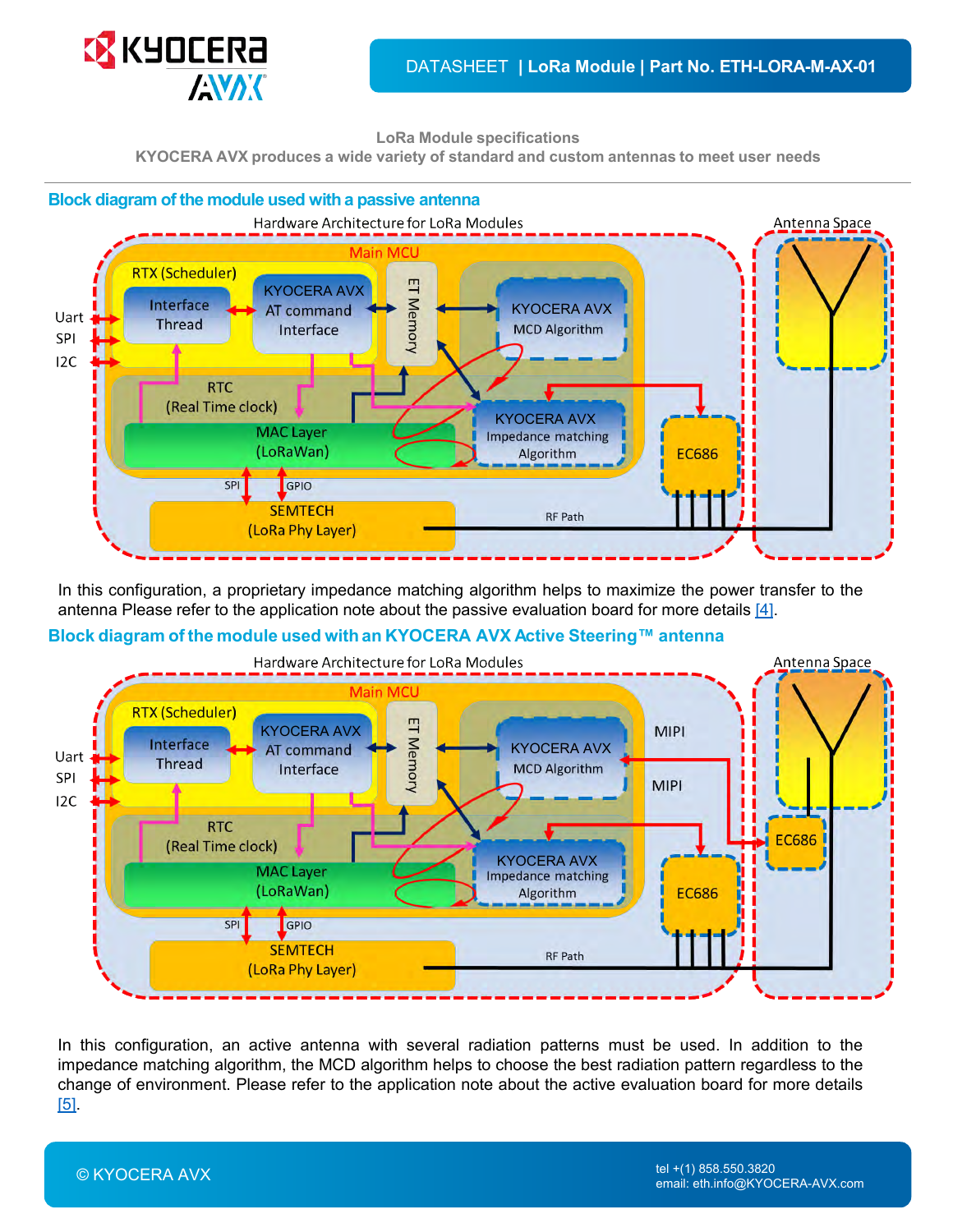LoRa Module specifications

KYOCERA AVX produces a wide variety of standard and custom antennas to meet user needs

## Block diagram of the module used with a passive antenna

Hardware Architecture for LoRa Modules

Antenna Space

Main MCU

RTX (Scheduler)

Interface Thread

KYOCERA AVX AT command Interface

ET Memory

KYOCERA AVX MCD Algorithm

Uart

SPI

I2C

RTC (Real Time clock)

MAC Layer (LoRaWan)

KYOCERA AVX Impedance matching Algorithm

EC686

SPI

GPIO

SEMTECH (LoRa Phy Layer)

RF Path

In this configuration, a proprietary impedance matching algorithm helps to maximize the power transfer to the antenna Please refer to the application note about the passive evaluation board for more details [4].

## Block diagram of the module used with an KYOCERA AVX Active Steering™ antenna

Hardware Architecture for LoRa Modules

Antenna Space

Main MCU

RTX (Scheduler)

Interface Thread

KYOCERA AVX AT command Interface

ET Memory

KYOCERA AVX MCD Algorithm

MIPI

MIPI

Uart

SPI

I2C

EC686

RTC (Real Time clock)

MAC Layer (LoRaWan)

KYOCERA AVX Impedance matching Algorithm

EC686

SPI

GPIO

SEMTECH (LoRa Phy Layer)

RF Path

In this configuration, an active antenna with several radiation patterns must be used. In addition to the impedance matching algorithm, the MCD algorithm helps to choose the best radiation pattern regardless to the change of environment. Please refer to the application note about the active evaluation board for more details [5].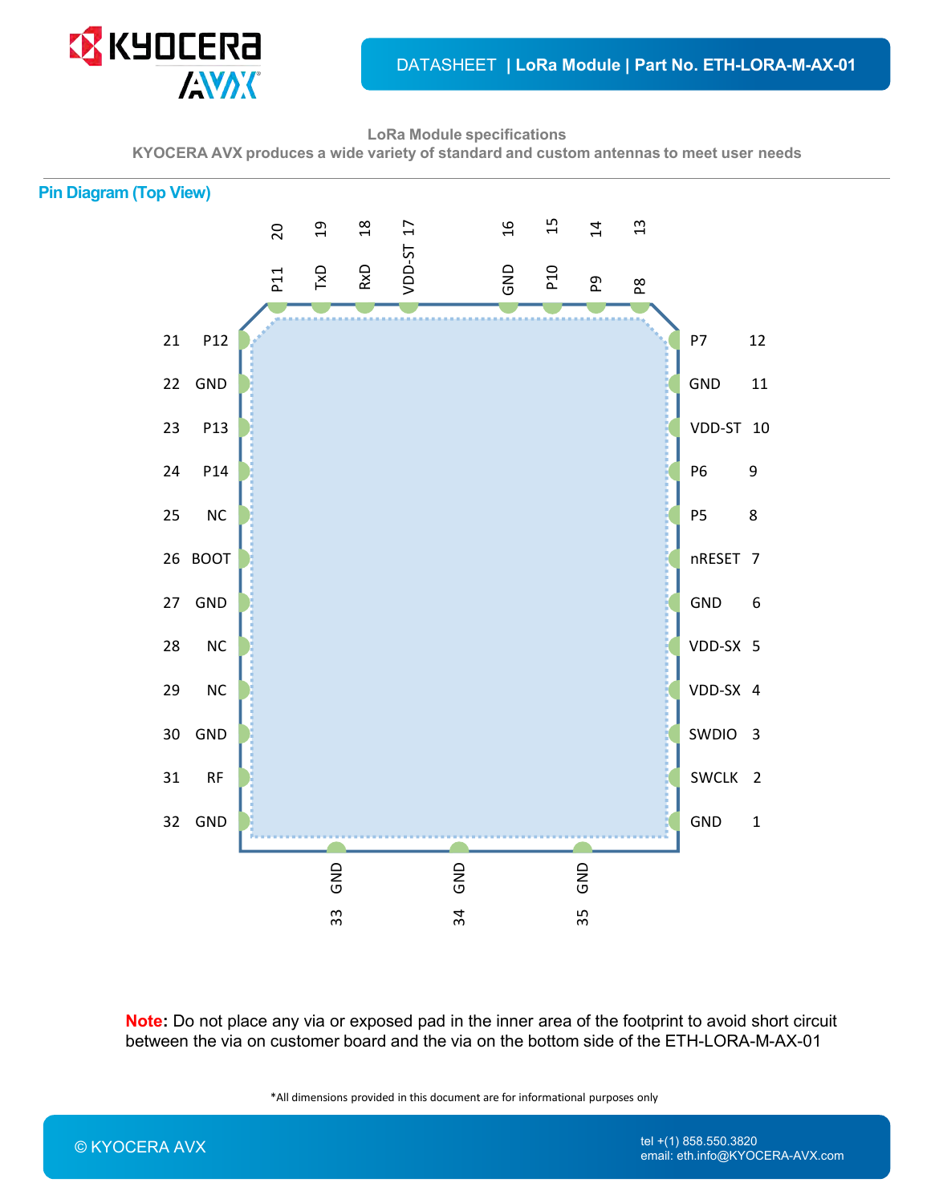LoRa Module specifications

KYOCERA AVX produces a wide variety of standard and custom antennas to meet user needs

## Pin Diagram (Top View)

20 P11
19 TxD
18 RxD
17 VDD-ST
16 GND
15 P10
14 P9
13 P8

21 P12
22 GND
23 P13
24 P14
25 NC
26 BOOT
27 GND
28 NC
29 NC
30 GND
31 RF
32 GND

P7 12
GND 11
VDD-ST 10
P6 9
P5 8
nRESET 7
GND 6
VDD-SX 5
VDD-SX 4
SWDIO 3
SWCLK 2
GND 1

GND 33
GND 34
GND 35

**Note:** Do not place any via or exposed pad in the inner area of the footprint to avoid short circuit between the via on customer board and the via on the bottom side of the ETH-LORA-M-AX-01

*All dimensions provided in this document are for informational purposes only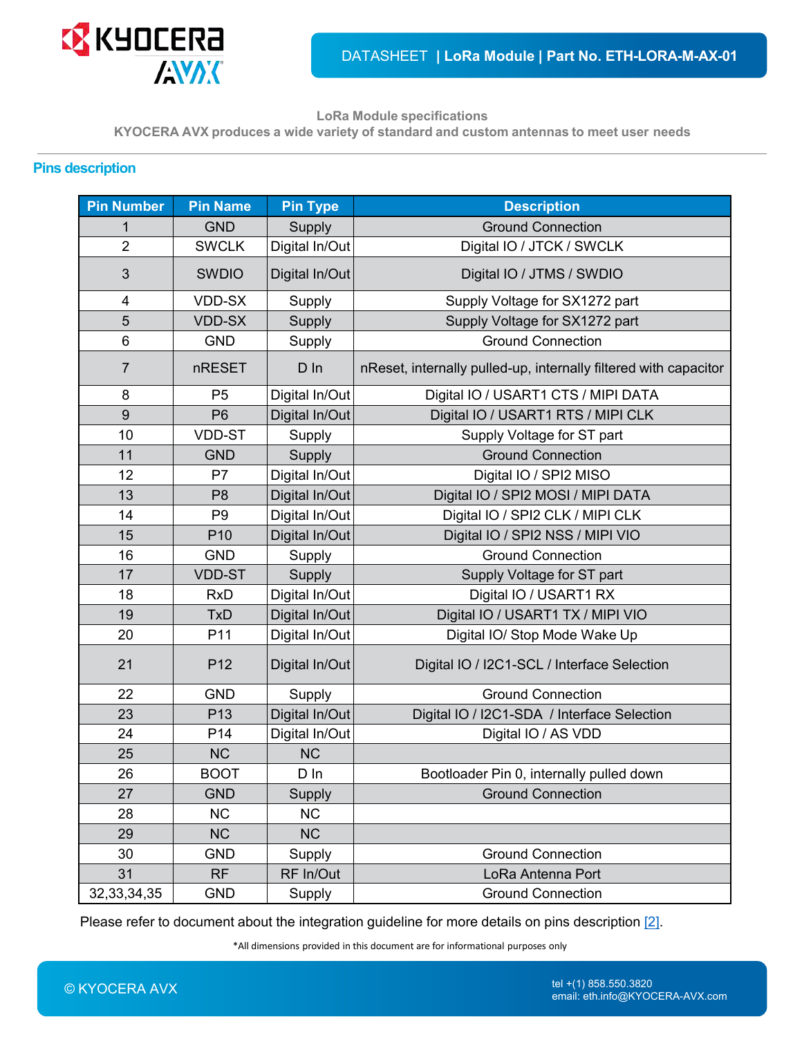LoRa Module specifications

KYOCERA AVX produces a wide variety of standard and custom antennas to meet user needs

## Pins description

| Pin Number | Pin Name | Pin Type | Description |
|---|---|---|---|
| 1 | GND | Supply | Ground Connection |
| 2 | SWCLK | Digital In/Out | Digital IO / JTCK / SWCLK |
| 3 | SWDIO | Digital In/Out | Digital IO / JTMS / SWDIO |
| 4 | VDD-SX | Supply | Supply Voltage for SX1272 part |
| 5 | VDD-SX | Supply | Supply Voltage for SX1272 part |
| 6 | GND | Supply | Ground Connection |
| 7 | nRESET | D In | nReset, internally pulled-up, internally filtered with capacitor |
| 8 | P5 | Digital In/Out | Digital IO / USART1 CTS / MIPI DATA |
| 9 | P6 | Digital In/Out | Digital IO / USART1 RTS / MIPI CLK |
| 10 | VDD-ST | Supply | Supply Voltage for ST part |
| 11 | GND | Supply | Ground Connection |
| 12 | P7 | Digital In/Out | Digital IO / SPI2 MISO |
| 13 | P8 | Digital In/Out | Digital IO / SPI2 MOSI / MIPI DATA |
| 14 | P9 | Digital In/Out | Digital IO / SPI2 CLK / MIPI CLK |
| 15 | P10 | Digital In/Out | Digital IO / SPI2 NSS / MIPI VIO |
| 16 | GND | Supply | Ground Connection |
| 17 | VDD-ST | Supply | Supply Voltage for ST part |
| 18 | RxD | Digital In/Out | Digital IO / USART1 RX |
| 19 | TxD | Digital In/Out | Digital IO / USART1 TX / MIPI VIO |
| 20 | P11 | Digital In/Out | Digital IO/ Stop Mode Wake Up |
| 21 | P12 | Digital In/Out | Digital IO / I2C1-SCL / Interface Selection |
| 22 | GND | Supply | Ground Connection |
| 23 | P13 | Digital In/Out | Digital IO / I2C1-SDA / Interface Selection |
| 24 | P14 | Digital In/Out | Digital IO / AS VDD |
| 25 | NC | NC | |
| 26 | BOOT | D In | Bootloader Pin 0, internally pulled down |
| 27 | GND | Supply | Ground Connection |
| 28 | NC | NC | |
| 29 | NC | NC | |
| 30 | GND | Supply | Ground Connection |
| 31 | RF | RF In/Out | LoRa Antenna Port |
| 32,33,34,35 | GND | Supply | Ground Connection |

Please refer to document about the integration guideline for more details on pins description [2].

*All dimensions provided in this document are for informational purposes only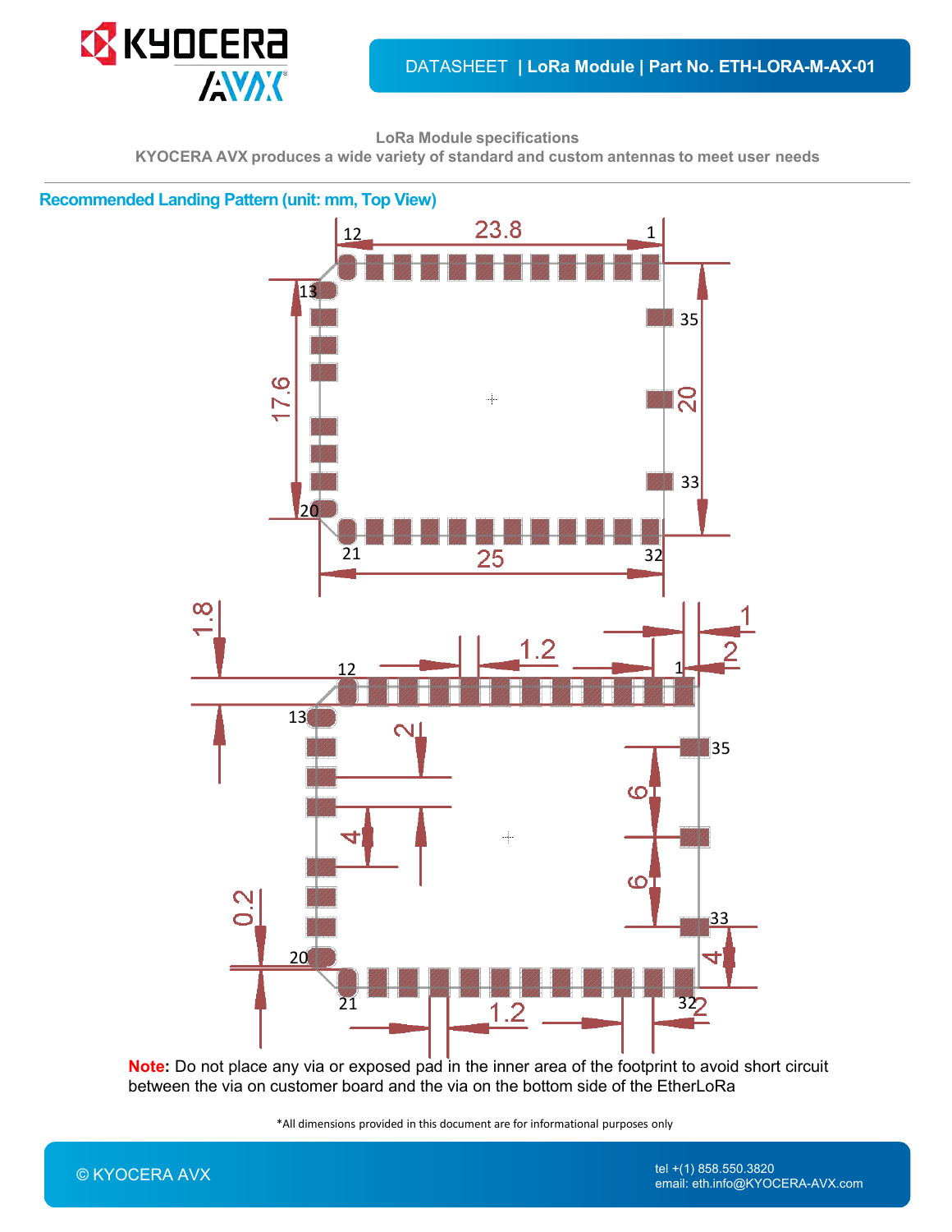LoRa Module specifications

KYOCERA AVX produces a wide variety of standard and custom antennas to meet user needs

## Recommended Landing Pattern (unit: mm, Top View)

23.8
12
1
13
35
17.6
20
33
20
21
25
32

1.8
1
1.2
2
12
1
13
2
35
6
4
6
0.2
33
20
4
21
1.2
32
2

**Note:** Do not place any via or exposed pad in the inner area of the footprint to avoid short circuit between the via on customer board and the via on the bottom side of the EtherLoRa

*All dimensions provided in this document are for informational purposes only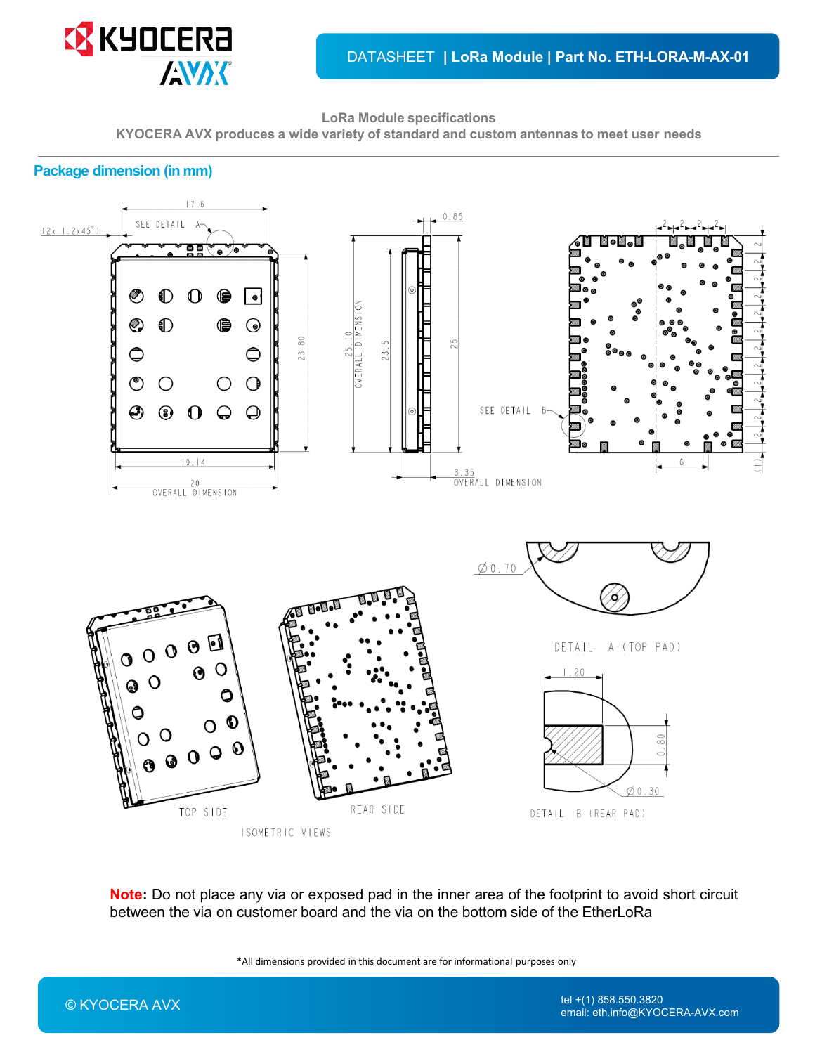LoRa Module specifications

KYOCERA AVX produces a wide variety of standard and custom antennas to meet user needs

## Package dimension (in mm)

17.6
(2x 1.2x45°)
SEE DETAIL A
23.80
19.14
20
OVERALL DIMENSION
0.85
25.10
OVERALL DIMENSION
23.5
25
3.35
OVERALL DIMENSION
SEE DETAIL B
2
6
(1)
Ø0.70
DETAIL A (TOP PAD)
1.20
0.80
Ø0.30
DETAIL B (REAR PAD)
TOP SIDE
REAR SIDE
ISOMETRIC VIEWS

**Note:** Do not place any via or exposed pad in the inner area of the footprint to avoid short circuit between the via on customer board and the via on the bottom side of the EtherLoRa

*All dimensions provided in this document are for informational purposes only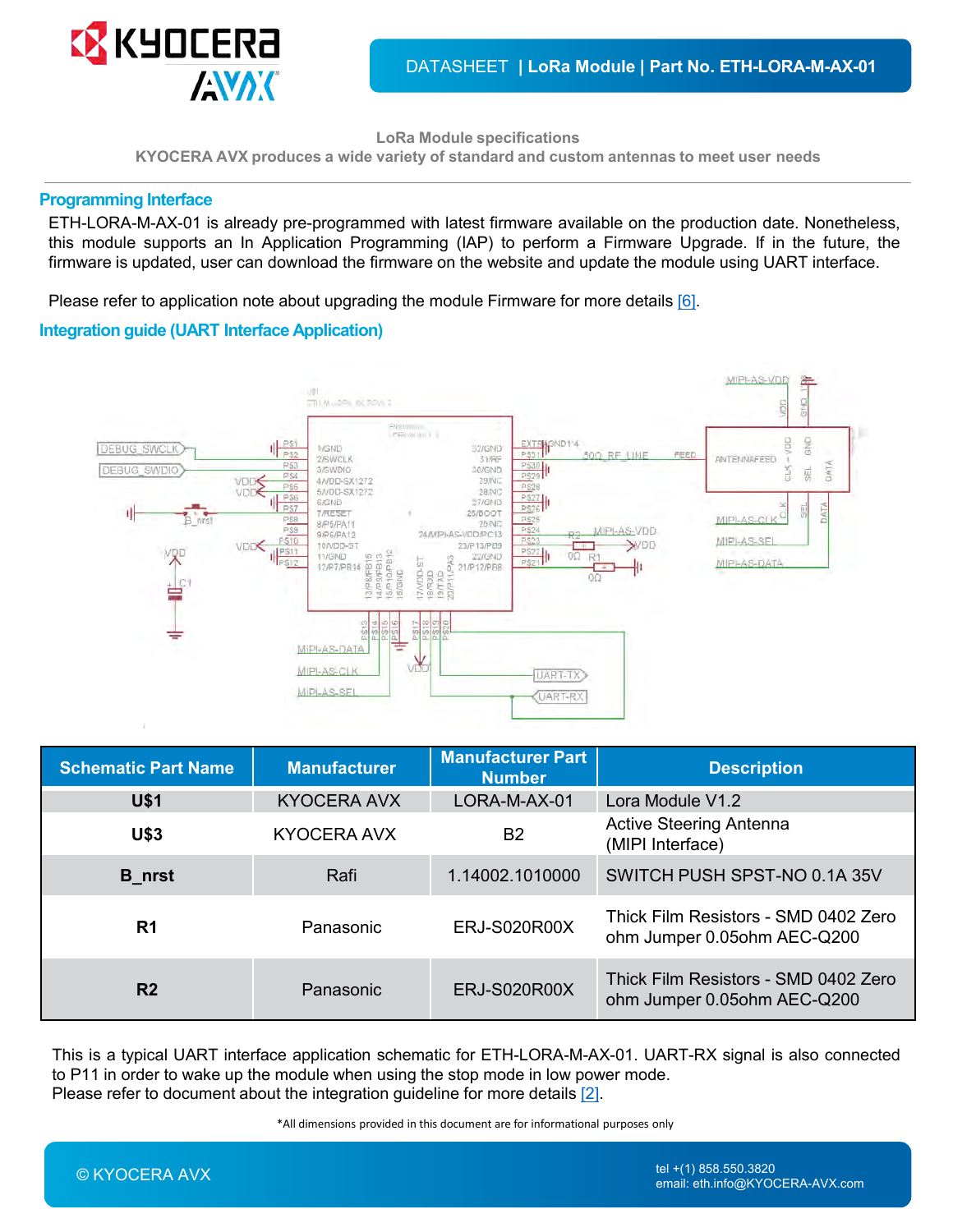LoRa Module specifications

KYOCERA AVX produces a wide variety of standard and custom antennas to meet user needs

## Programming Interface

ETH-LORA-M-AX-01 is already pre-programmed with latest firmware available on the production date. Nonetheless, this module supports an In Application Programming (IAP) to perform a Firmware Upgrade. If in the future, the firmware is updated, user can download the firmware on the website and update the module using UART interface.

Please refer to application note about upgrading the module Firmware for more details [6].

## Integration guide (UART Interface Application)

| Schematic Part Name | Manufacturer | Manufacturer Part Number | Description |
|---|---|---|---|
| U$1 | KYOCERA AVX | LORA-M-AX-01 | Lora Module V1.2 |
| U$3 | KYOCERA AVX | B2 | Active Steering Antenna (MIPI Interface) |
| B_nrst | Rafi | 1.14002.1010000 | SWITCH PUSH SPST-NO 0.1A 35V |
| R1 | Panasonic | ERJ-S020R00X | Thick Film Resistors - SMD 0402 Zero ohm Jumper 0.05ohm AEC-Q200 |
| R2 | Panasonic | ERJ-S020R00X | Thick Film Resistors - SMD 0402 Zero ohm Jumper 0.05ohm AEC-Q200 |

This is a typical UART interface application schematic for ETH-LORA-M-AX-01. UART-RX signal is also connected to P11 in order to wake up the module when using the stop mode in low power mode.
Please refer to document about the integration guideline for more details [2].

*All dimensions provided in this document are for informational purposes only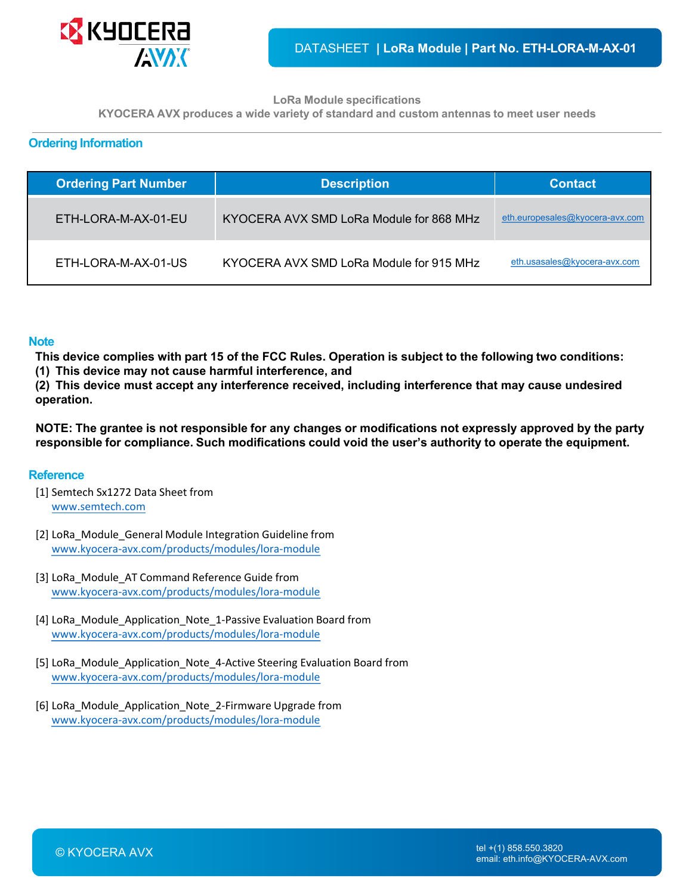LoRa Module specifications

KYOCERA AVX produces a wide variety of standard and custom antennas to meet user needs

## Ordering Information

| Ordering Part Number | Description | Contact |
|---|---|---|
| ETH-LORA-M-AX-01-EU | KYOCERA AVX SMD LoRa Module for 868 MHz | eth.europesales@kyocera-avx.com |
| ETH-LORA-M-AX-01-US | KYOCERA AVX SMD LoRa Module for 915 MHz | eth.usasales@kyocera-avx.com |

## Note

**This device complies with part 15 of the FCC Rules. Operation is subject to the following two conditions:**
**(1) This device may not cause harmful interference, and**
**(2) This device must accept any interference received, including interference that may cause undesired operation.**

**NOTE: The grantee is not responsible for any changes or modifications not expressly approved by the party responsible for compliance. Such modifications could void the user's authority to operate the equipment.**

## Reference

[1] Semtech Sx1272 Data Sheet from
www.semtech.com

[2] LoRa_Module_General Module Integration Guideline from
www.kyocera-avx.com/products/modules/lora-module

[3] LoRa_Module_AT Command Reference Guide from
www.kyocera-avx.com/products/modules/lora-module

[4] LoRa_Module_Application_Note_1-Passive Evaluation Board from
www.kyocera-avx.com/products/modules/lora-module

[5] LoRa_Module_Application_Note_4-Active Steering Evaluation Board from
www.kyocera-avx.com/products/modules/lora-module

[6] LoRa_Module_Application_Note_2-Firmware Upgrade from
www.kyocera-avx.com/products/modules/lora-module